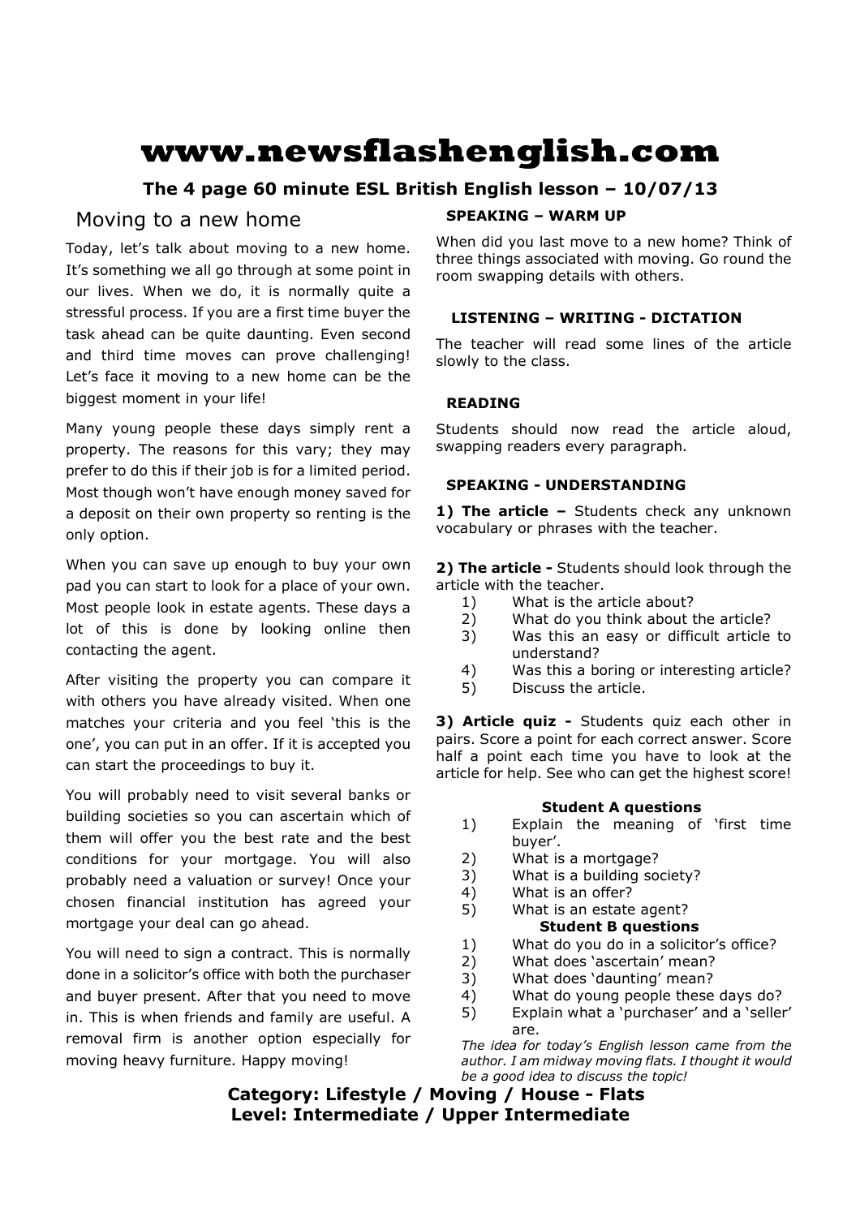# www.newsflashenglish.com

**The 4 page 60 minute ESL British English lesson – 10/07/13**

## Moving to a new home

Today, let's talk about moving to a new home. It's something we all go through at some point in our lives. When we do, it is normally quite a stressful process. If you are a first time buyer the task ahead can be quite daunting. Even second and third time moves can prove challenging! Let's face it moving to a new home can be the biggest moment in your life!

Many young people these days simply rent a property. The reasons for this vary; they may prefer to do this if their job is for a limited period. Most though won't have enough money saved for a deposit on their own property so renting is the only option.

When you can save up enough to buy your own pad you can start to look for a place of your own. Most people look in estate agents. These days a lot of this is done by looking online then contacting the agent.

After visiting the property you can compare it with others you have already visited. When one matches your criteria and you feel 'this is the one', you can put in an offer. If it is accepted you can start the proceedings to buy it.

You will probably need to visit several banks or building societies so you can ascertain which of them will offer you the best rate and the best conditions for your mortgage. You will also probably need a valuation or survey! Once your chosen financial institution has agreed your mortgage your deal can go ahead.

You will need to sign a contract. This is normally done in a solicitor's office with both the purchaser and buyer present. After that you need to move in. This is when friends and family are useful. A removal firm is another option especially for moving heavy furniture. Happy moving!

### SPEAKING – WARM UP

When did you last move to a new home? Think of three things associated with moving. Go round the room swapping details with others.

### LISTENING – WRITING - DICTATION

The teacher will read some lines of the article slowly to the class.

### READING

Students should now read the article aloud, swapping readers every paragraph.

### SPEAKING - UNDERSTANDING

**1) The article –** Students check any unknown vocabulary or phrases with the teacher.

**2) The article -** Students should look through the article with the teacher.

1) What is the article about?
2) What do you think about the article?
3) Was this an easy or difficult article to understand?
4) Was this a boring or interesting article?
5) Discuss the article.

**3) Article quiz -** Students quiz each other in pairs. Score a point for each correct answer. Score half a point each time you have to look at the article for help. See who can get the highest score!

**Student A questions**

1) Explain the meaning of 'first time buyer'.
2) What is a mortgage?
3) What is a building society?
4) What is an offer?
5) What is an estate agent?

**Student B questions**

1) What do you do in a solicitor's office?
2) What does 'ascertain' mean?
3) What does 'daunting' mean?
4) What do young people these days do?
5) Explain what a 'purchaser' and a 'seller' are.

*The idea for today's English lesson came from the author. I am midway moving flats. I thought it would be a good idea to discuss the topic!*

**Category: Lifestyle / Moving / House - Flats**
**Level: Intermediate / Upper Intermediate**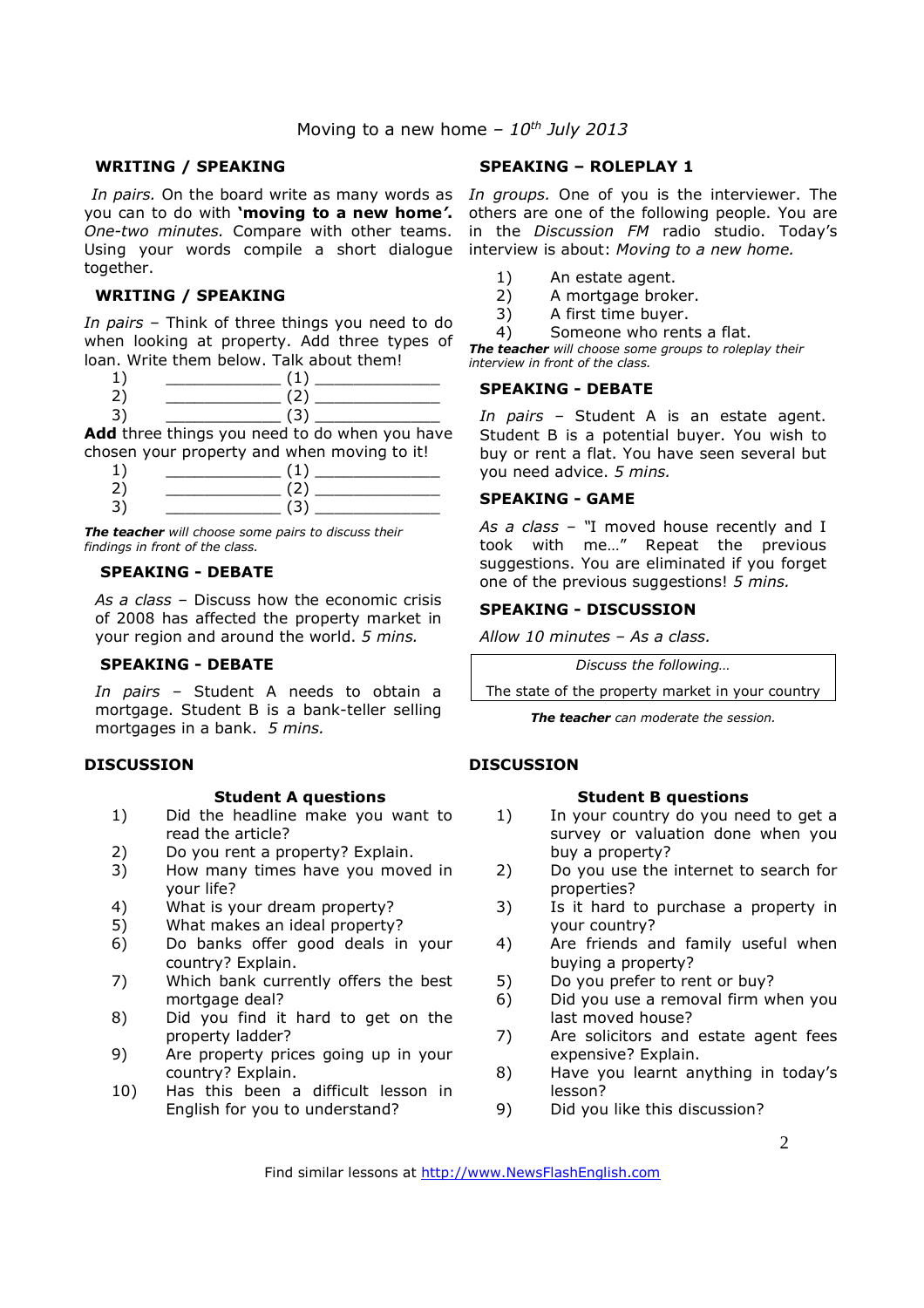Moving to a new home – *10th July 2013*

## WRITING / SPEAKING

*In pairs.* On the board write as many words as you can to do with **'moving to a new home'.** *One-two minutes.* Compare with other teams. Using your words compile a short dialogue together.

## WRITING / SPEAKING

*In pairs* – Think of three things you need to do when looking at property. Add three types of loan. Write them below. Talk about them!

1) ____________ (1) _____________
2) ____________ (2) _____________
3) ____________ (3) _____________

**Add** three things you need to do when you have chosen your property and when moving to it!

1) ____________ (1) _____________
2) ____________ (2) _____________
3) ____________ (3) _____________

***The teacher*** *will choose some pairs to discuss their findings in front of the class.*

## SPEAKING - DEBATE

*As a class* – Discuss how the economic crisis of 2008 has affected the property market in your region and around the world. *5 mins.*

## SPEAKING - DEBATE

*In pairs* – Student A needs to obtain a mortgage. Student B is a bank-teller selling mortgages in a bank. *5 mins.*

## SPEAKING – ROLEPLAY 1

*In groups.* One of you is the interviewer. The others are one of the following people. You are in the *Discussion FM* radio studio. Today's interview is about: *Moving to a new home.*

1) An estate agent.
2) A mortgage broker.
3) A first time buyer.
4) Someone who rents a flat.

***The teacher*** *will choose some groups to roleplay their interview in front of the class.*

## SPEAKING - DEBATE

*In pairs* – Student A is an estate agent. Student B is a potential buyer. You wish to buy or rent a flat. You have seen several but you need advice. *5 mins.*

## SPEAKING - GAME

*As a class* – "I moved house recently and I took with me…" Repeat the previous suggestions. You are eliminated if you forget one of the previous suggestions! *5 mins.*

## SPEAKING - DISCUSSION

*Allow 10 minutes – As a class.*

| *Discuss the following…* |
|---|
| The state of the property market in your country |

***The teacher*** *can moderate the session.*

## DISCUSSION

### Student A questions

1) Did the headline make you want to read the article?
2) Do you rent a property? Explain.
3) How many times have you moved in your life?
4) What is your dream property?
5) What makes an ideal property?
6) Do banks offer good deals in your country? Explain.
7) Which bank currently offers the best mortgage deal?
8) Did you find it hard to get on the property ladder?
9) Are property prices going up in your country? Explain.
10) Has this been a difficult lesson in English for you to understand?

## DISCUSSION

### Student B questions

1) In your country do you need to get a survey or valuation done when you buy a property?
2) Do you use the internet to search for properties?
3) Is it hard to purchase a property in your country?
4) Are friends and family useful when buying a property?
5) Do you prefer to rent or buy?
6) Did you use a removal firm when you last moved house?
7) Are solicitors and estate agent fees expensive? Explain.
8) Have you learnt anything in today's lesson?
9) Did you like this discussion?

Find similar lessons at http://www.NewsFlashEnglish.com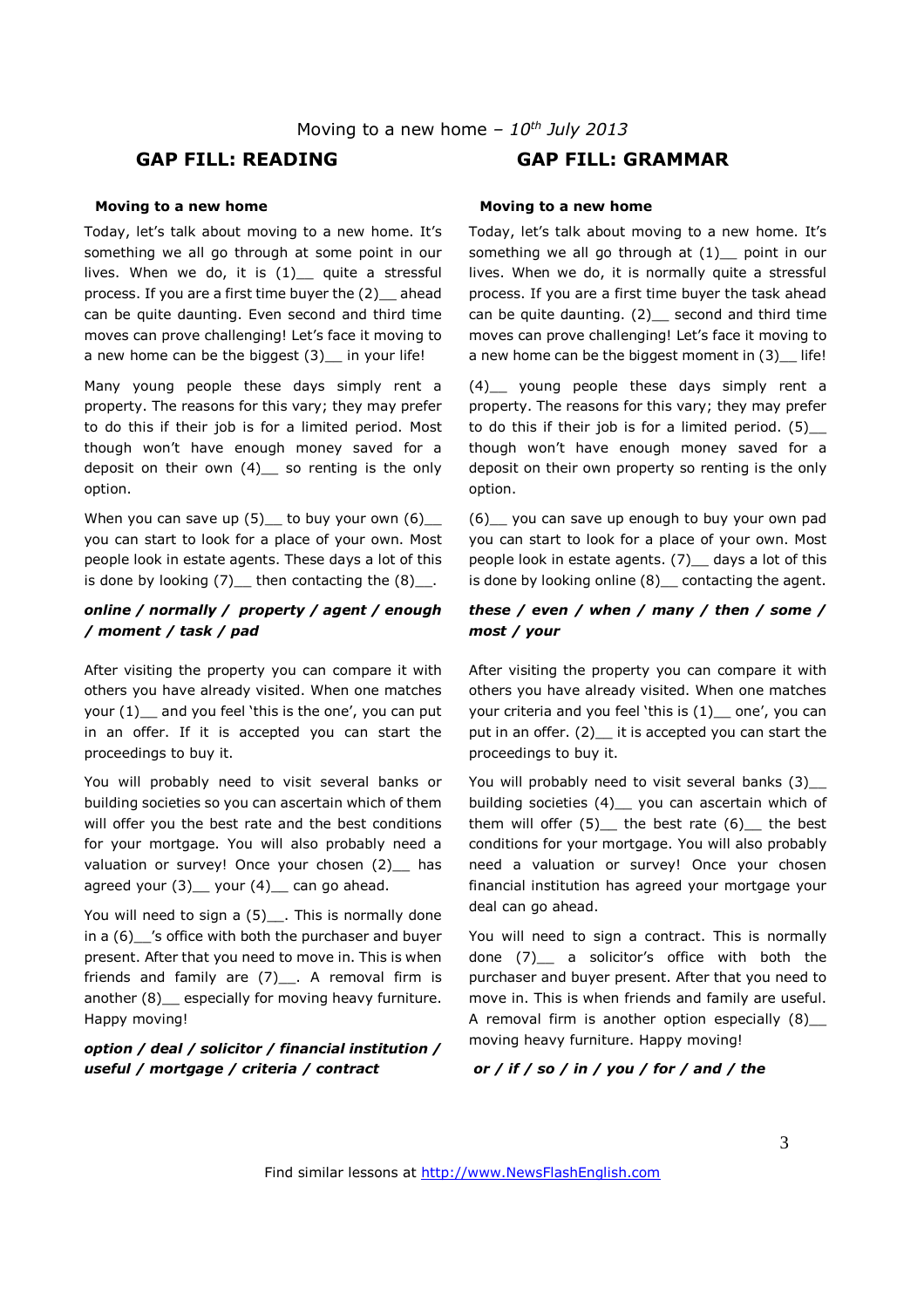Moving to a new home – *10th July 2013*

## GAP FILL: READING

**Moving to a new home**

Today, let's talk about moving to a new home. It's something we all go through at some point in our lives. When we do, it is (1)__ quite a stressful process. If you are a first time buyer the (2)__ ahead can be quite daunting. Even second and third time moves can prove challenging! Let's face it moving to a new home can be the biggest (3)__ in your life!

Many young people these days simply rent a property. The reasons for this vary; they may prefer to do this if their job is for a limited period. Most though won't have enough money saved for a deposit on their own (4)__ so renting is the only option.

When you can save up (5)__ to buy your own (6)__ you can start to look for a place of your own. Most people look in estate agents. These days a lot of this is done by looking (7)__ then contacting the (8)__.

***online / normally / property / agent / enough / moment / task / pad***

After visiting the property you can compare it with others you have already visited. When one matches your (1)__ and you feel 'this is the one', you can put in an offer. If it is accepted you can start the proceedings to buy it.

You will probably need to visit several banks or building societies so you can ascertain which of them will offer you the best rate and the best conditions for your mortgage. You will also probably need a valuation or survey! Once your chosen (2)__ has agreed your (3)__ your (4)__ can go ahead.

You will need to sign a (5)__. This is normally done in a (6)__'s office with both the purchaser and buyer present. After that you need to move in. This is when friends and family are (7)__. A removal firm is another (8)__ especially for moving heavy furniture. Happy moving!

***option / deal / solicitor / financial institution / useful / mortgage / criteria / contract***

## GAP FILL: GRAMMAR

**Moving to a new home**

Today, let's talk about moving to a new home. It's something we all go through at (1)__ point in our lives. When we do, it is normally quite a stressful process. If you are a first time buyer the task ahead can be quite daunting. (2)__ second and third time moves can prove challenging! Let's face it moving to a new home can be the biggest moment in (3)__ life!

(4)__ young people these days simply rent a property. The reasons for this vary; they may prefer to do this if their job is for a limited period. (5)__ though won't have enough money saved for a deposit on their own property so renting is the only option.

(6)__ you can save up enough to buy your own pad you can start to look for a place of your own. Most people look in estate agents. (7)__ days a lot of this is done by looking online (8)__ contacting the agent.

***these / even / when / many / then / some / most / your***

After visiting the property you can compare it with others you have already visited. When one matches your criteria and you feel 'this is (1)__ one', you can put in an offer. (2)__ it is accepted you can start the proceedings to buy it.

You will probably need to visit several banks (3)__ building societies (4)__ you can ascertain which of them will offer (5)__ the best rate (6)__ the best conditions for your mortgage. You will also probably need a valuation or survey! Once your chosen financial institution has agreed your mortgage your deal can go ahead.

You will need to sign a contract. This is normally done (7)__ a solicitor's office with both the purchaser and buyer present. After that you need to move in. This is when friends and family are useful. A removal firm is another option especially (8)__ moving heavy furniture. Happy moving!

***or / if / so / in / you / for / and / the***

Find similar lessons at http://www.NewsFlashEnglish.com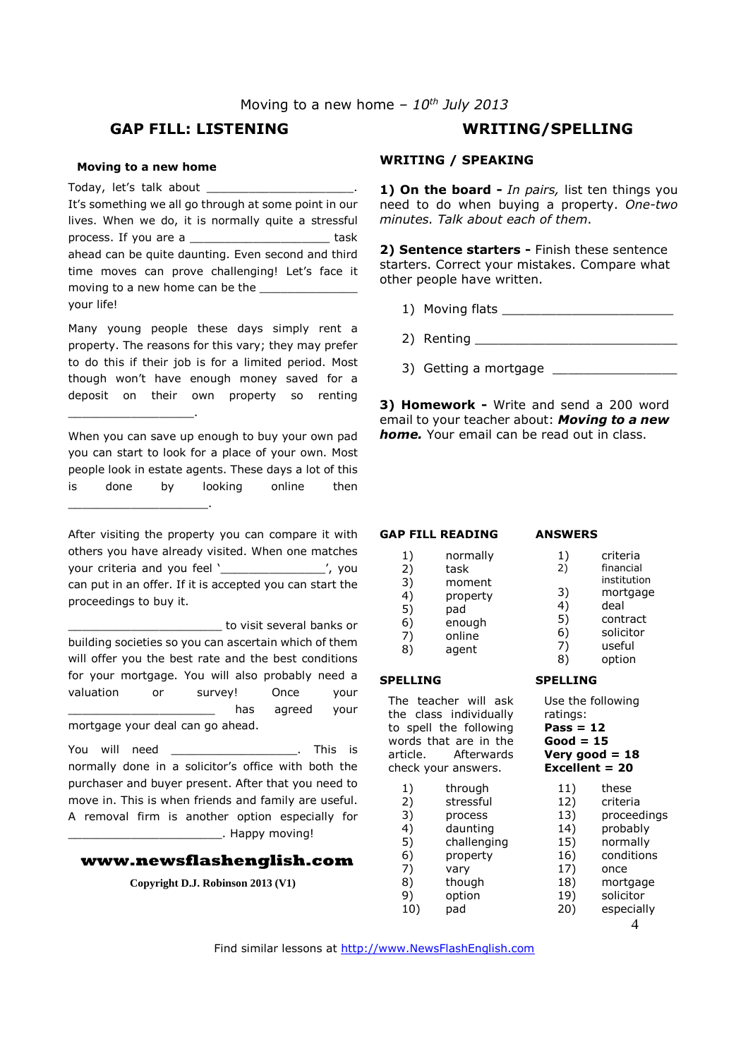Moving to a new home – *10th July 2013*

## GAP FILL: LISTENING

**Moving to a new home**

Today, let's talk about _____________________. It's something we all go through at some point in our lives. When we do, it is normally quite a stressful process. If you are a ____________________ task ahead can be quite daunting. Even second and third time moves can prove challenging! Let's face it moving to a new home can be the ______________ your life!

Many young people these days simply rent a property. The reasons for this vary; they may prefer to do this if their job is for a limited period. Most though won't have enough money saved for a deposit on their own property so renting __________________.

When you can save up enough to buy your own pad you can start to look for a place of your own. Most people look in estate agents. These days a lot of this is done by looking online then ____________________.

After visiting the property you can compare it with others you have already visited. When one matches your criteria and you feel '_______________', you can put in an offer. If it is accepted you can start the proceedings to buy it.

______________________ to visit several banks or building societies so you can ascertain which of them will offer you the best rate and the best conditions for your mortgage. You will also probably need a valuation or survey! Once your _____________________ has agreed your mortgage your deal can go ahead.

You will need ___________________. This is normally done in a solicitor's office with both the purchaser and buyer present. After that you need to move in. This is when friends and family are useful. A removal firm is another option especially for ______________________. Happy moving!

**www.newsflashenglish.com**

**Copyright D.J. Robinson 2013 (V1)**

## WRITING/SPELLING

### WRITING / SPEAKING

**1) On the board -** *In pairs,* list ten things you need to do when buying a property. *One-two minutes. Talk about each of them.*

**2) Sentence starters -** Finish these sentence starters. Correct your mistakes. Compare what other people have written.

1) Moving flats ______________________
2) Renting __________________________
3) Getting a mortgage ________________

**3) Homework -** Write and send a 200 word email to your teacher about: ***Moving to a new home.*** Your email can be read out in class.

### GAP FILL READING

1) normally
2) task
3) moment
4) property
5) pad
6) enough
7) online
8) agent

### ANSWERS

1) criteria
2) financial institution
3) mortgage
4) deal
5) contract
6) solicitor
7) useful
8) option

### SPELLING

The teacher will ask the class individually to spell the following words that are in the article. Afterwards check your answers.

1) through
2) stressful
3) process
4) daunting
5) challenging
6) property
7) vary
8) though
9) option
10) pad

### SPELLING

Use the following ratings:
**Pass = 12**
**Good = 15**
**Very good = 18**
**Excellent = 20**

11) these
12) criteria
13) proceedings
14) probably
15) normally
16) conditions
17) once
18) mortgage
19) solicitor
20) especially

Find similar lessons at http://www.NewsFlashEnglish.com